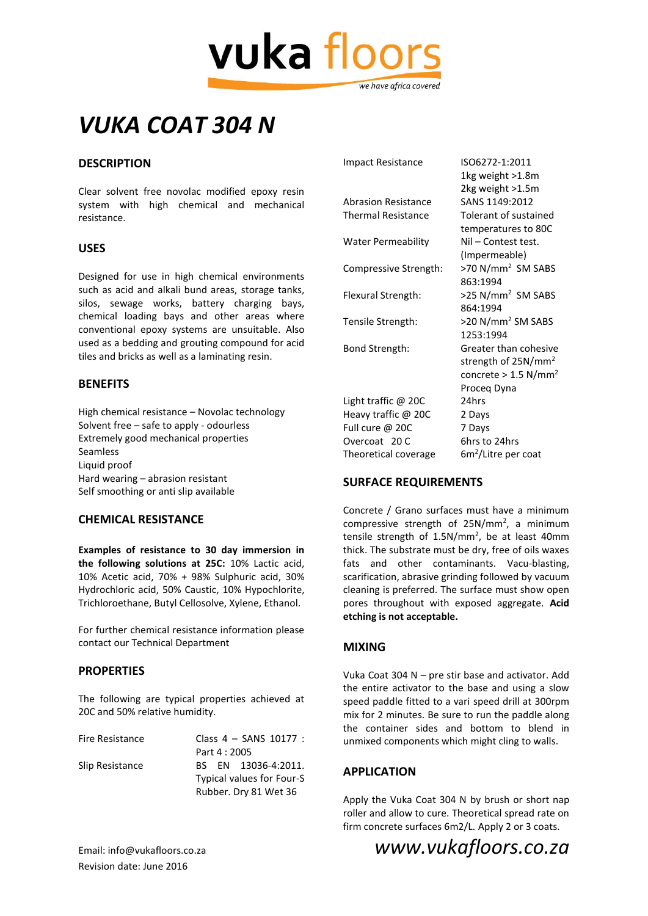# VUKA COAT 304 N

## DESCRIPTION

Clear solvent free novolac modified epoxy resin system with high chemical and mechanical resistance.

## USES

Designed for use in high chemical environments such as acid and alkali bund areas, storage tanks, silos, sewage works, battery charging bays, chemical loading bays and other areas where conventional epoxy systems are unsuitable. Also used as a bedding and grouting compound for acid tiles and bricks as well as a laminating resin.

## BENEFITS

High chemical resistance – Novolac technology
Solvent free – safe to apply - odourless
Extremely good mechanical properties
Seamless
Liquid proof
Hard wearing – abrasion resistant
Self smoothing or anti slip available

## CHEMICAL RESISTANCE

**Examples of resistance to 30 day immersion in the following solutions at 25C:** 10% Lactic acid, 10% Acetic acid, 70% + 98% Sulphuric acid, 30% Hydrochloric acid, 50% Caustic, 10% Hypochlorite, Trichloroethane, Butyl Cellosolve, Xylene, Ethanol.

For further chemical resistance information please contact our Technical Department

## PROPERTIES

The following are typical properties achieved at 20C and 50% relative humidity.

| | |
|---|---|
| Fire Resistance | Class 4 – SANS 10177 : Part 4 : 2005 |
| Slip Resistance | BS EN 13036-4:2011. Typical values for Four-S Rubber. Dry 81 Wet 36 |
| Impact Resistance | ISO6272-1:2011 1kg weight >1.8m 2kg weight >1.5m |
| Abrasion Resistance | SANS 1149:2012 |
| Thermal Resistance | Tolerant of sustained temperatures to 80C |
| Water Permeability | Nil – Contest test. (Impermeable) |
| Compressive Strength: | >70 N/mm$^2$ SM SABS 863:1994 |
| Flexural Strength: | >25 N/mm$^2$ SM SABS 864:1994 |
| Tensile Strength: | >20 N/mm$^2$ SM SABS 1253:1994 |
| Bond Strength: | Greater than cohesive strength of 25N/mm$^2$ concrete > 1.5 N/mm$^2$ Proceq Dyna |
| Light traffic @ 20C | 24hrs |
| Heavy traffic @ 20C | 2 Days |
| Full cure @ 20C | 7 Days |
| Overcoat 20 C | 6hrs to 24hrs |
| Theoretical coverage | 6m$^2$/Litre per coat |

## SURFACE REQUIREMENTS

Concrete / Grano surfaces must have a minimum compressive strength of 25N/mm$^2$, a minimum tensile strength of 1.5N/mm$^2$, be at least 40mm thick. The substrate must be dry, free of oils waxes fats and other contaminants. Vacu-blasting, scarification, abrasive grinding followed by vacuum cleaning is preferred. The surface must show open pores throughout with exposed aggregate. **Acid etching is not acceptable.**

## MIXING

Vuka Coat 304 N – pre stir base and activator. Add the entire activator to the base and using a slow speed paddle fitted to a vari speed drill at 300rpm mix for 2 minutes. Be sure to run the paddle along the container sides and bottom to blend in unmixed components which might cling to walls.

## APPLICATION

Apply the Vuka Coat 304 N by brush or short nap roller and allow to cure. Theoretical spread rate on firm concrete surfaces 6m2/L. Apply 2 or 3 coats.

Email: info@vukafloors.co.za
Revision date: June 2016

*www.vukafloors.co.za*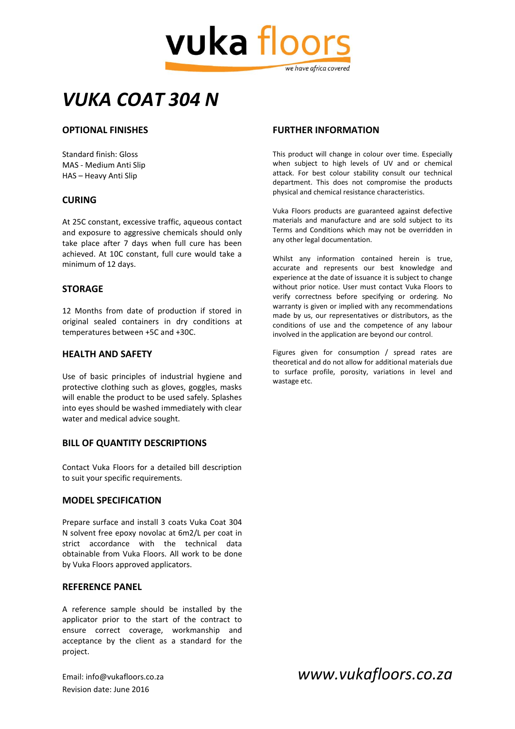# VUKA COAT 304 N

## OPTIONAL FINISHES

Standard finish: Gloss
MAS - Medium Anti Slip
HAS – Heavy Anti Slip

## CURING

At 25C constant, excessive traffic, aqueous contact and exposure to aggressive chemicals should only take place after 7 days when full cure has been achieved. At 10C constant, full cure would take a minimum of 12 days.

## STORAGE

12 Months from date of production if stored in original sealed containers in dry conditions at temperatures between +5C and +30C.

## HEALTH AND SAFETY

Use of basic principles of industrial hygiene and protective clothing such as gloves, goggles, masks will enable the product to be used safely. Splashes into eyes should be washed immediately with clear water and medical advice sought.

## BILL OF QUANTITY DESCRIPTIONS

Contact Vuka Floors for a detailed bill description to suit your specific requirements.

## MODEL SPECIFICATION

Prepare surface and install 3 coats Vuka Coat 304 N solvent free epoxy novolac at 6m2/L per coat in strict accordance with the technical data obtainable from Vuka Floors. All work to be done by Vuka Floors approved applicators.

## REFERENCE PANEL

A reference sample should be installed by the applicator prior to the start of the contract to ensure correct coverage, workmanship and acceptance by the client as a standard for the project.

## FURTHER INFORMATION

This product will change in colour over time. Especially when subject to high levels of UV and or chemical attack. For best colour stability consult our technical department. This does not compromise the products physical and chemical resistance characteristics.

Vuka Floors products are guaranteed against defective materials and manufacture and are sold subject to its Terms and Conditions which may not be overridden in any other legal documentation.

Whilst any information contained herein is true, accurate and represents our best knowledge and experience at the date of issuance it is subject to change without prior notice. User must contact Vuka Floors to verify correctness before specifying or ordering. No warranty is given or implied with any recommendations made by us, our representatives or distributors, as the conditions of use and the competence of any labour involved in the application are beyond our control.

Figures given for consumption / spread rates are theoretical and do not allow for additional materials due to surface profile, porosity, variations in level and wastage etc.

Email: info@vukafloors.co.za
Revision date: June 2016

*www.vukafloors.co.za*